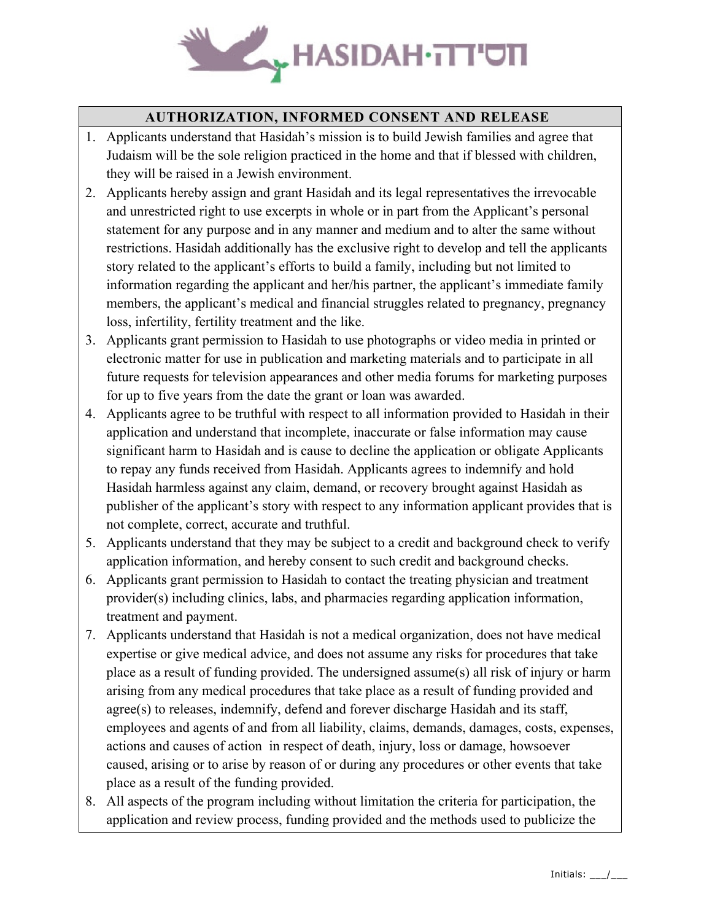HASIDAH·חסידה

## AUTHORIZATION, INFORMED CONSENT AND RELEASE

1. Applicants understand that Hasidah's mission is to build Jewish families and agree that Judaism will be the sole religion practiced in the home and that if blessed with children, they will be raised in a Jewish environment.
2. Applicants hereby assign and grant Hasidah and its legal representatives the irrevocable and unrestricted right to use excerpts in whole or in part from the Applicant's personal statement for any purpose and in any manner and medium and to alter the same without restrictions. Hasidah additionally has the exclusive right to develop and tell the applicants story related to the applicant's efforts to build a family, including but not limited to information regarding the applicant and her/his partner, the applicant's immediate family members, the applicant's medical and financial struggles related to pregnancy, pregnancy loss, infertility, fertility treatment and the like.
3. Applicants grant permission to Hasidah to use photographs or video media in printed or electronic matter for use in publication and marketing materials and to participate in all future requests for television appearances and other media forums for marketing purposes for up to five years from the date the grant or loan was awarded.
4. Applicants agree to be truthful with respect to all information provided to Hasidah in their application and understand that incomplete, inaccurate or false information may cause significant harm to Hasidah and is cause to decline the application or obligate Applicants to repay any funds received from Hasidah. Applicants agrees to indemnify and hold Hasidah harmless against any claim, demand, or recovery brought against Hasidah as publisher of the applicant's story with respect to any information applicant provides that is not complete, correct, accurate and truthful.
5. Applicants understand that they may be subject to a credit and background check to verify application information, and hereby consent to such credit and background checks.
6. Applicants grant permission to Hasidah to contact the treating physician and treatment provider(s) including clinics, labs, and pharmacies regarding application information, treatment and payment.
7. Applicants understand that Hasidah is not a medical organization, does not have medical expertise or give medical advice, and does not assume any risks for procedures that take place as a result of funding provided. The undersigned assume(s) all risk of injury or harm arising from any medical procedures that take place as a result of funding provided and agree(s) to releases, indemnify, defend and forever discharge Hasidah and its staff, employees and agents of and from all liability, claims, demands, damages, costs, expenses, actions and causes of action in respect of death, injury, loss or damage, howsoever caused, arising or to arise by reason of or during any procedures or other events that take place as a result of the funding provided.
8. All aspects of the program including without limitation the criteria for participation, the application and review process, funding provided and the methods used to publicize the

Initials: ___/___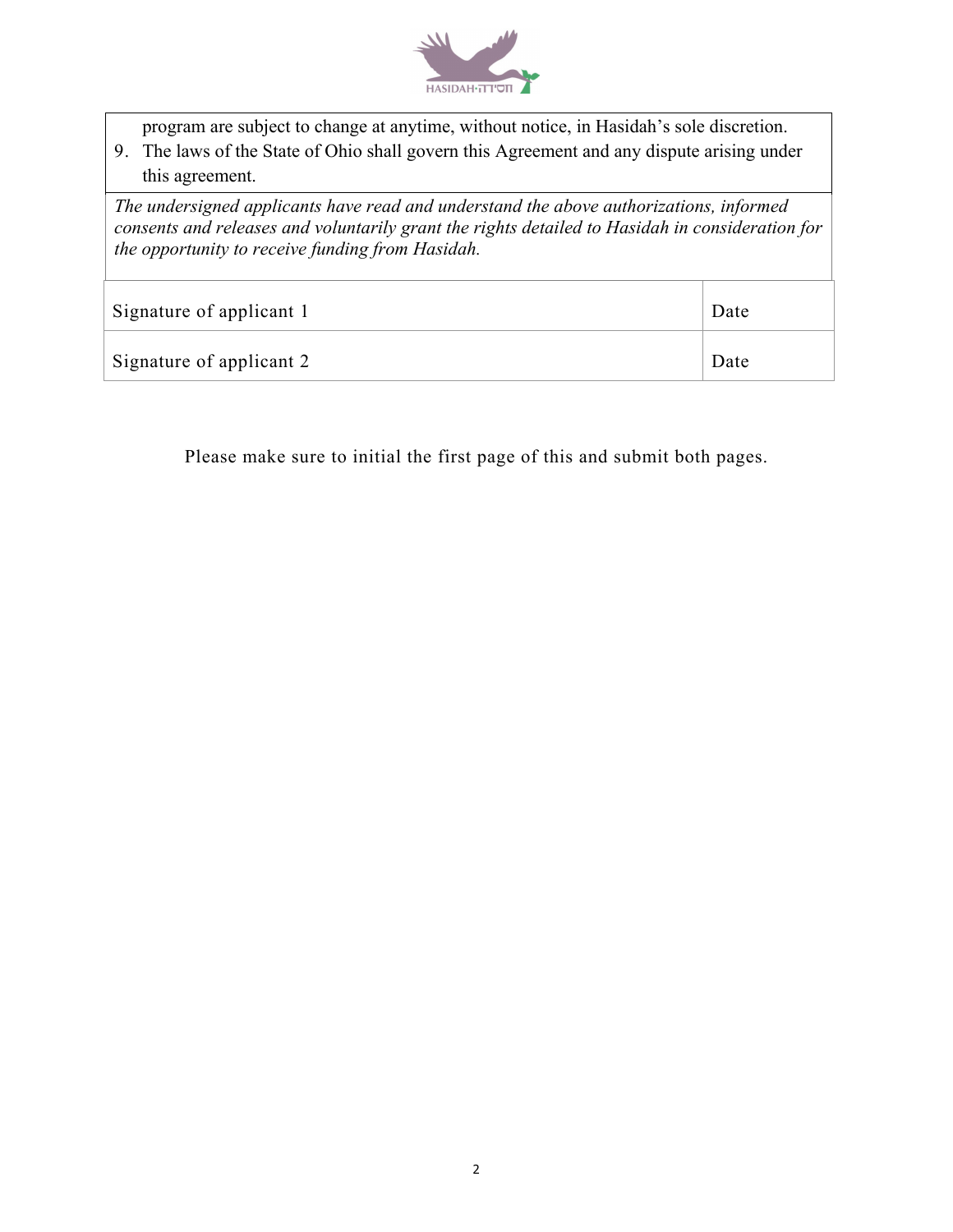program are subject to change at anytime, without notice, in Hasidah's sole discretion.

9. The laws of the State of Ohio shall govern this Agreement and any dispute arising under this agreement.

*The undersigned applicants have read and understand the above authorizations, informed consents and releases and voluntarily grant the rights detailed to Hasidah in consideration for the opportunity to receive funding from Hasidah.*

| | |
|---|---|
| Signature of applicant 1 | Date |
| Signature of applicant 2 | Date |

Please make sure to initial the first page of this and submit both pages.